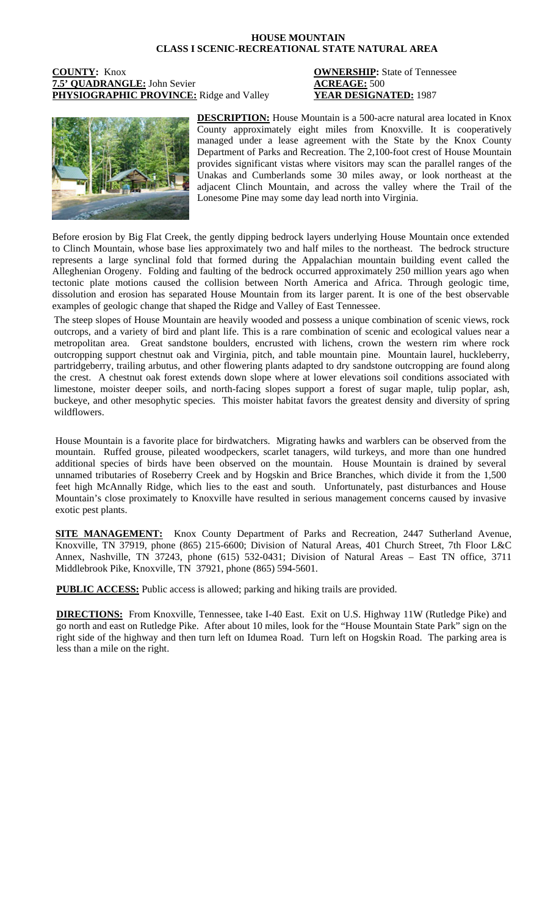# HOUSE MOUNTAIN
## CLASS I SCENIC-RECREATIONAL STATE NATURAL AREA

**COUNTY:** Knox
**7.5' QUADRANGLE:** John Sevier
**PHYSIOGRAPHIC PROVINCE:** Ridge and Valley

**OWNERSHIP:** State of Tennessee
**ACREAGE:** 500
**YEAR DESIGNATED:** 1987

**DESCRIPTION:** House Mountain is a 500-acre natural area located in Knox County approximately eight miles from Knoxville. It is cooperatively managed under a lease agreement with the State by the Knox County Department of Parks and Recreation. The 2,100-foot crest of House Mountain provides significant vistas where visitors may scan the parallel ranges of the Unakas and Cumberlands some 30 miles away, or look northeast at the adjacent Clinch Mountain, and across the valley where the Trail of the Lonesome Pine may some day lead north into Virginia.

Before erosion by Big Flat Creek, the gently dipping bedrock layers underlying House Mountain once extended to Clinch Mountain, whose base lies approximately two and half miles to the northeast. The bedrock structure represents a large synclinal fold that formed during the Appalachian mountain building event called the Alleghenian Orogeny. Folding and faulting of the bedrock occurred approximately 250 million years ago when tectonic plate motions caused the collision between North America and Africa. Through geologic time, dissolution and erosion has separated House Mountain from its larger parent. It is one of the best observable examples of geologic change that shaped the Ridge and Valley of East Tennessee.

The steep slopes of House Mountain are heavily wooded and possess a unique combination of scenic views, rock outcrops, and a variety of bird and plant life. This is a rare combination of scenic and ecological values near a metropolitan area. Great sandstone boulders, encrusted with lichens, crown the western rim where rock outcropping support chestnut oak and Virginia, pitch, and table mountain pine. Mountain laurel, huckleberry, partridgeberry, trailing arbutus, and other flowering plants adapted to dry sandstone outcropping are found along the crest. A chestnut oak forest extends down slope where at lower elevations soil conditions associated with limestone, moister deeper soils, and north-facing slopes support a forest of sugar maple, tulip poplar, ash, buckeye, and other mesophytic species. This moister habitat favors the greatest density and diversity of spring wildflowers.

House Mountain is a favorite place for birdwatchers. Migrating hawks and warblers can be observed from the mountain. Ruffed grouse, pileated woodpeckers, scarlet tanagers, wild turkeys, and more than one hundred additional species of birds have been observed on the mountain. House Mountain is drained by several unnamed tributaries of Roseberry Creek and by Hogskin and Brice Branches, which divide it from the 1,500 feet high McAnnally Ridge, which lies to the east and south. Unfortunately, past disturbances and House Mountain's close proximately to Knoxville have resulted in serious management concerns caused by invasive exotic pest plants.

**SITE MANAGEMENT:** Knox County Department of Parks and Recreation, 2447 Sutherland Avenue, Knoxville, TN 37919, phone (865) 215-6600; Division of Natural Areas, 401 Church Street, 7th Floor L&C Annex, Nashville, TN 37243, phone (615) 532-0431; Division of Natural Areas – East TN office, 3711 Middlebrook Pike, Knoxville, TN 37921, phone (865) 594-5601.

**PUBLIC ACCESS:** Public access is allowed; parking and hiking trails are provided.

**DIRECTIONS:** From Knoxville, Tennessee, take I-40 East. Exit on U.S. Highway 11W (Rutledge Pike) and go north and east on Rutledge Pike. After about 10 miles, look for the "House Mountain State Park" sign on the right side of the highway and then turn left on Idumea Road. Turn left on Hogskin Road. The parking area is less than a mile on the right.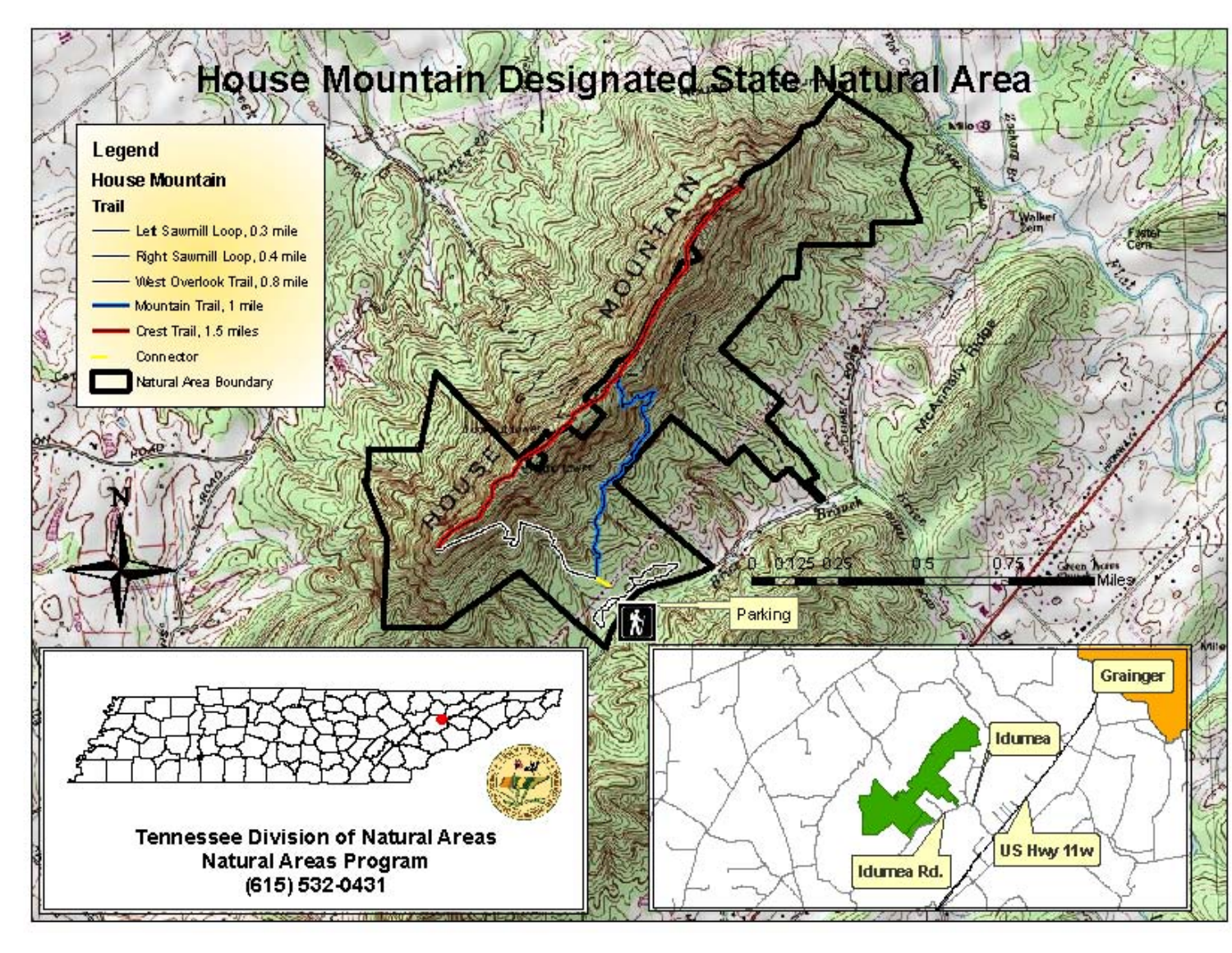# House Mountain Designated State Natural Area

**Legend**

**House Mountain**

**Trail**

- Left Sawmill Loop, 0.3 mile
- Right Sawmill Loop, 0.4 mile
- West Overlook Trail, 0.8 mile
- Mountain Trail, 1 mile
- Crest Trail, 1.5 miles
- Connector
- Natural Area Boundary

HOUSE MOUNTAIN

N

Parking

0 0.125 0.25 0.5 0.75 Miles

McAnally Ridge

**Tennessee Division of Natural Areas**
**Natural Areas Program**
**(615) 532-0431**

Grainger

Idumea

Idumea Rd.

US Hwy 11w